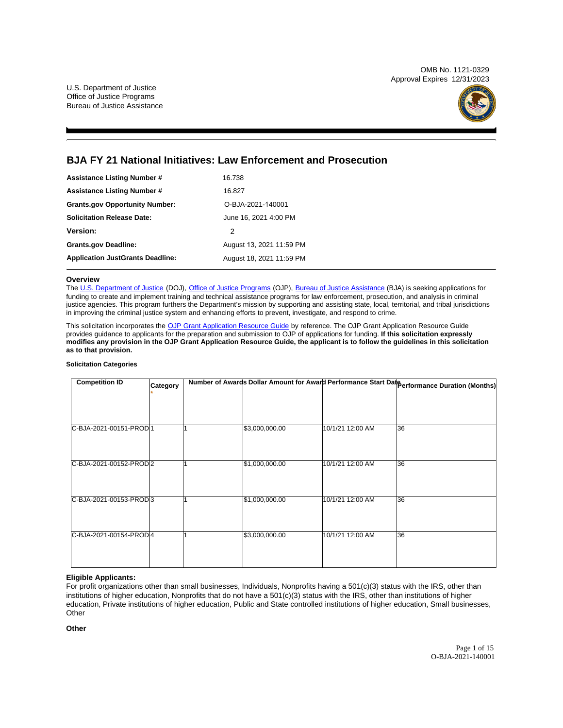OMB No. 1121-0329
Approval Expires 12/31/2023

U.S. Department of Justice
Office of Justice Programs
Bureau of Justice Assistance

# BJA FY 21 National Initiatives: Law Enforcement and Prosecution

| | |
|---|---|
| **Assistance Listing Number #** | 16.738 |
| **Assistance Listing Number #** | 16.827 |
| **Grants.gov Opportunity Number:** | O-BJA-2021-140001 |
| **Solicitation Release Date:** | June 16, 2021 4:00 PM |
| **Version:** | 2 |
| **Grants.gov Deadline:** | August 13, 2021 11:59 PM |
| **Application JustGrants Deadline:** | August 18, 2021 11:59 PM |

## Overview

The U.S. Department of Justice (DOJ), Office of Justice Programs (OJP), Bureau of Justice Assistance (BJA) is seeking applications for funding to create and implement training and technical assistance programs for law enforcement, prosecution, and analysis in criminal justice agencies. This program furthers the Department's mission by supporting and assisting state, local, territorial, and tribal jurisdictions in improving the criminal justice system and enhancing efforts to prevent, investigate, and respond to crime.

This solicitation incorporates the OJP Grant Application Resource Guide by reference. The OJP Grant Application Resource Guide provides guidance to applicants for the preparation and submission to OJP of applications for funding. **If this solicitation expressly modifies any provision in the OJP Grant Application Resource Guide, the applicant is to follow the guidelines in this solicitation as to that provision.**

**Solicitation Categories**

| Competition ID | Category * | Number of Awards | Dollar Amount for Award | Performance Start Date | Performance Duration (Months) |
|---|---|---|---|---|---|
| C-BJA-2021-00151-PROD | 1 | 1 | $3,000,000.00 | 10/1/21 12:00 AM | 36 |
| C-BJA-2021-00152-PROD | 2 | 1 | $1,000,000.00 | 10/1/21 12:00 AM | 36 |
| C-BJA-2021-00153-PROD | 3 | 1 | $1,000,000.00 | 10/1/21 12:00 AM | 36 |
| C-BJA-2021-00154-PROD | 4 | 1 | $3,000,000.00 | 10/1/21 12:00 AM | 36 |

**Eligible Applicants:**

For profit organizations other than small businesses, Individuals, Nonprofits having a 501(c)(3) status with the IRS, other than institutions of higher education, Nonprofits that do not have a 501(c)(3) status with the IRS, other than institutions of higher education, Private institutions of higher education, Public and State controlled institutions of higher education, Small businesses, Other

**Other**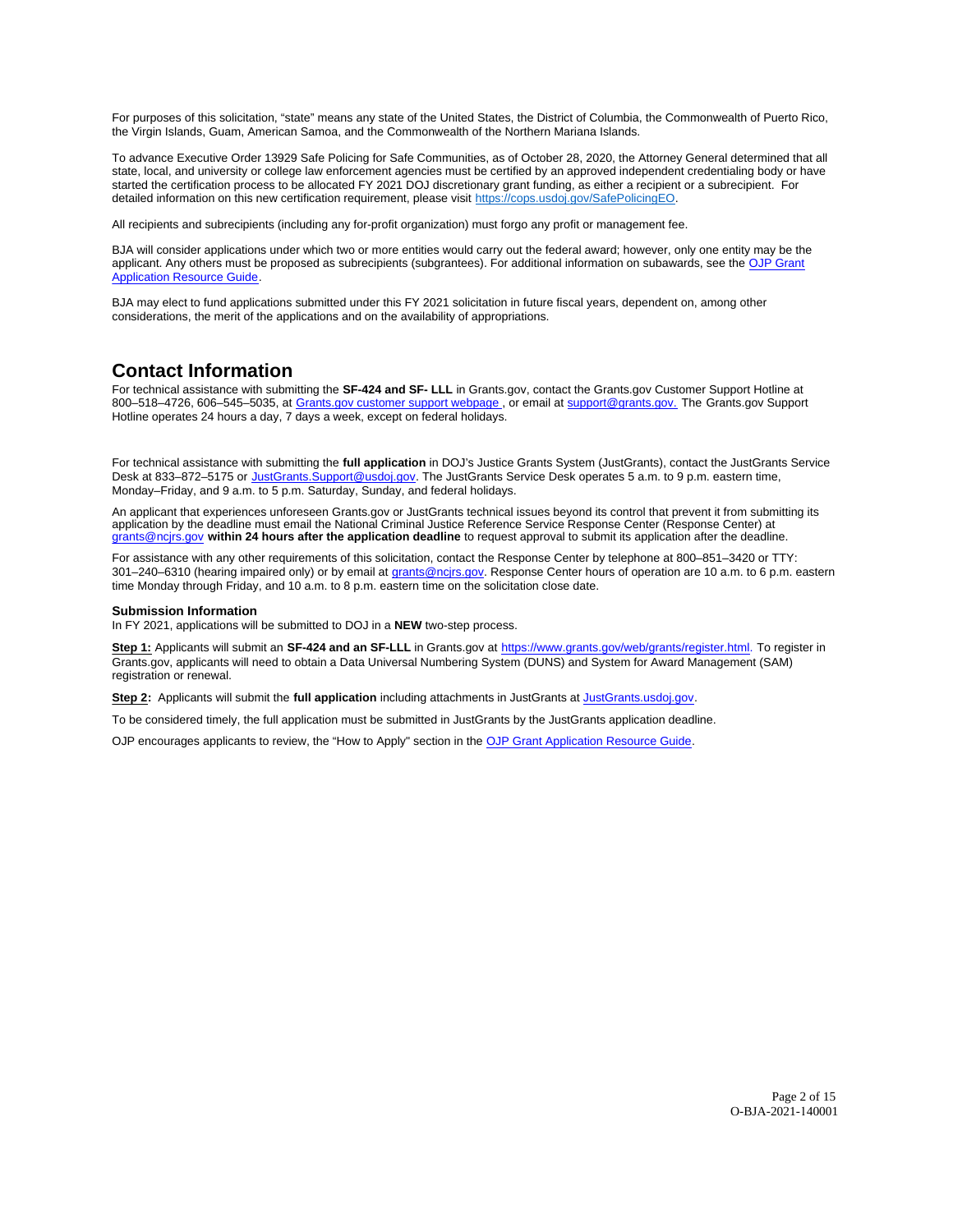For purposes of this solicitation, "state" means any state of the United States, the District of Columbia, the Commonwealth of Puerto Rico, the Virgin Islands, Guam, American Samoa, and the Commonwealth of the Northern Mariana Islands.

To advance Executive Order 13929 Safe Policing for Safe Communities, as of October 28, 2020, the Attorney General determined that all state, local, and university or college law enforcement agencies must be certified by an approved independent credentialing body or have started the certification process to be allocated FY 2021 DOJ discretionary grant funding, as either a recipient or a subrecipient. For detailed information on this new certification requirement, please visit [https://cops.usdoj.gov/SafePolicingEO](https://cops.usdoj.gov/SafePolicingEO).

All recipients and subrecipients (including any for-profit organization) must forgo any profit or management fee.

BJA will consider applications under which two or more entities would carry out the federal award; however, only one entity may be the applicant. Any others must be proposed as subrecipients (subgrantees). For additional information on subawards, see the [OJP Grant Application Resource Guide](#).

BJA may elect to fund applications submitted under this FY 2021 solicitation in future fiscal years, dependent on, among other considerations, the merit of the applications and on the availability of appropriations.

## Contact Information

For technical assistance with submitting the **SF-424 and SF- LLL** in Grants.gov, contact the Grants.gov Customer Support Hotline at 800–518–4726, 606–545–5035, at [Grants.gov customer support webpage](#) , or email at [support@grants.gov.](mailto:support@grants.gov) The Grants.gov Support Hotline operates 24 hours a day, 7 days a week, except on federal holidays.

For technical assistance with submitting the **full application** in DOJ's Justice Grants System (JustGrants), contact the JustGrants Service Desk at 833–872–5175 or [JustGrants.Support@usdoj.gov](mailto:JustGrants.Support@usdoj.gov). The JustGrants Service Desk operates 5 a.m. to 9 p.m. eastern time, Monday–Friday, and 9 a.m. to 5 p.m. Saturday, Sunday, and federal holidays.

An applicant that experiences unforeseen Grants.gov or JustGrants technical issues beyond its control that prevent it from submitting its application by the deadline must email the National Criminal Justice Reference Service Response Center (Response Center) at [grants@ncjrs.gov](mailto:grants@ncjrs.gov) **within 24 hours after the application deadline** to request approval to submit its application after the deadline.

For assistance with any other requirements of this solicitation, contact the Response Center by telephone at 800–851–3420 or TTY: 301–240–6310 (hearing impaired only) or by email at [grants@ncjrs.gov](mailto:grants@ncjrs.gov). Response Center hours of operation are 10 a.m. to 6 p.m. eastern time Monday through Friday, and 10 a.m. to 8 p.m. eastern time on the solicitation close date.

### Submission Information

In FY 2021, applications will be submitted to DOJ in a **NEW** two-step process.

**Step 1:** Applicants will submit an **SF-424 and an SF-LLL** in Grants.gov at [https://www.grants.gov/web/grants/register.html.](https://www.grants.gov/web/grants/register.html) To register in Grants.gov, applicants will need to obtain a Data Universal Numbering System (DUNS) and System for Award Management (SAM) registration or renewal.

**Step 2:** Applicants will submit the **full application** including attachments in JustGrants at [JustGrants.usdoj.gov](https://JustGrants.usdoj.gov).

To be considered timely, the full application must be submitted in JustGrants by the JustGrants application deadline.

OJP encourages applicants to review, the "How to Apply" section in the [OJP Grant Application Resource Guide](#).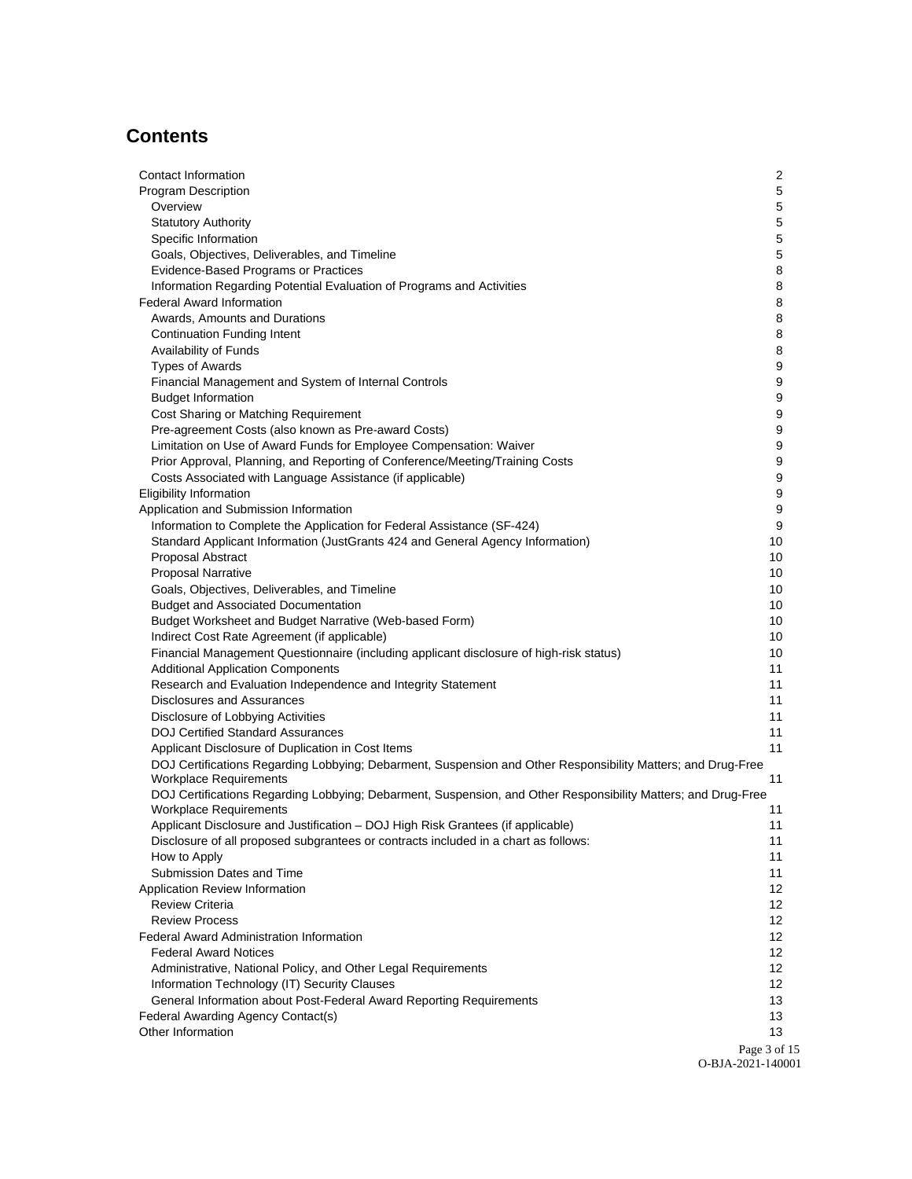## Contents

- Contact Information 2
- Program Description 5
  - Overview 5
  - Statutory Authority 5
  - Specific Information 5
  - Goals, Objectives, Deliverables, and Timeline 5
  - Evidence-Based Programs or Practices 8
  - Information Regarding Potential Evaluation of Programs and Activities 8
- Federal Award Information 8
  - Awards, Amounts and Durations 8
  - Continuation Funding Intent 8
  - Availability of Funds 8
  - Types of Awards 9
  - Financial Management and System of Internal Controls 9
  - Budget Information 9
  - Cost Sharing or Matching Requirement 9
  - Pre-agreement Costs (also known as Pre-award Costs) 9
  - Limitation on Use of Award Funds for Employee Compensation: Waiver 9
  - Prior Approval, Planning, and Reporting of Conference/Meeting/Training Costs 9
  - Costs Associated with Language Assistance (if applicable) 9
- Eligibility Information 9
- Application and Submission Information 9
  - Information to Complete the Application for Federal Assistance (SF-424) 9
  - Standard Applicant Information (JustGrants 424 and General Agency Information) 10
  - Proposal Abstract 10
  - Proposal Narrative 10
  - Goals, Objectives, Deliverables, and Timeline 10
  - Budget and Associated Documentation 10
  - Budget Worksheet and Budget Narrative (Web-based Form) 10
  - Indirect Cost Rate Agreement (if applicable) 10
  - Financial Management Questionnaire (including applicant disclosure of high-risk status) 10
  - Additional Application Components 11
  - Research and Evaluation Independence and Integrity Statement 11
  - Disclosures and Assurances 11
  - Disclosure of Lobbying Activities 11
  - DOJ Certified Standard Assurances 11
  - Applicant Disclosure of Duplication in Cost Items 11
  - DOJ Certifications Regarding Lobbying; Debarment, Suspension and Other Responsibility Matters; and Drug-Free Workplace Requirements 11
  - DOJ Certifications Regarding Lobbying; Debarment, Suspension, and Other Responsibility Matters; and Drug-Free Workplace Requirements 11
  - Applicant Disclosure and Justification – DOJ High Risk Grantees (if applicable) 11
  - Disclosure of all proposed subgrantees or contracts included in a chart as follows: 11
  - How to Apply 11
  - Submission Dates and Time 11
- Application Review Information 12
  - Review Criteria 12
  - Review Process 12
- Federal Award Administration Information 12
  - Federal Award Notices 12
  - Administrative, National Policy, and Other Legal Requirements 12
  - Information Technology (IT) Security Clauses 12
  - General Information about Post-Federal Award Reporting Requirements 13
- Federal Awarding Agency Contact(s) 13
- Other Information 13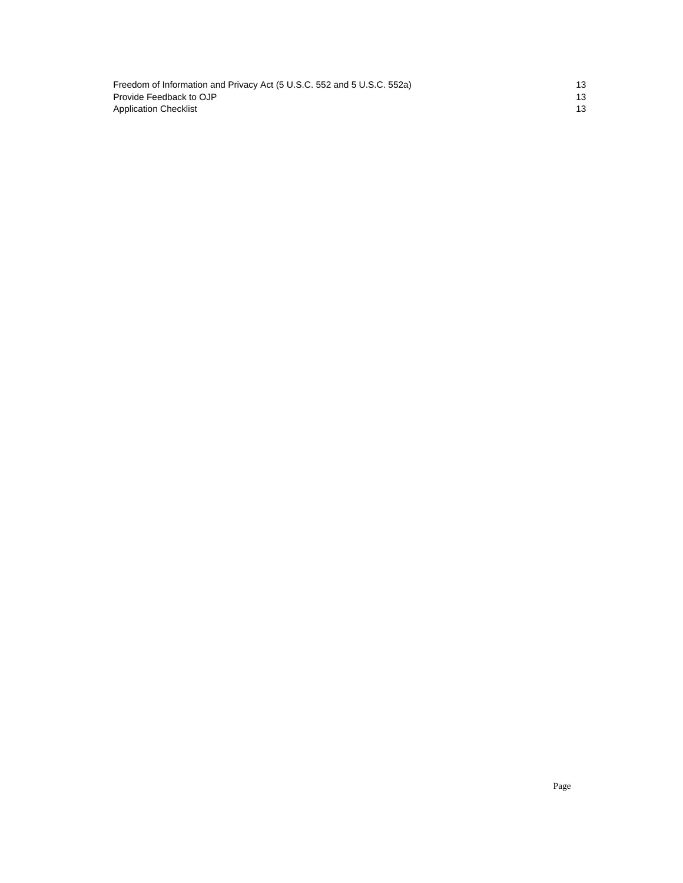| | |
|---|---|
| Freedom of Information and Privacy Act (5 U.S.C. 552 and 5 U.S.C. 552a) | 13 |
| Provide Feedback to OJP | 13 |
| Application Checklist | 13 |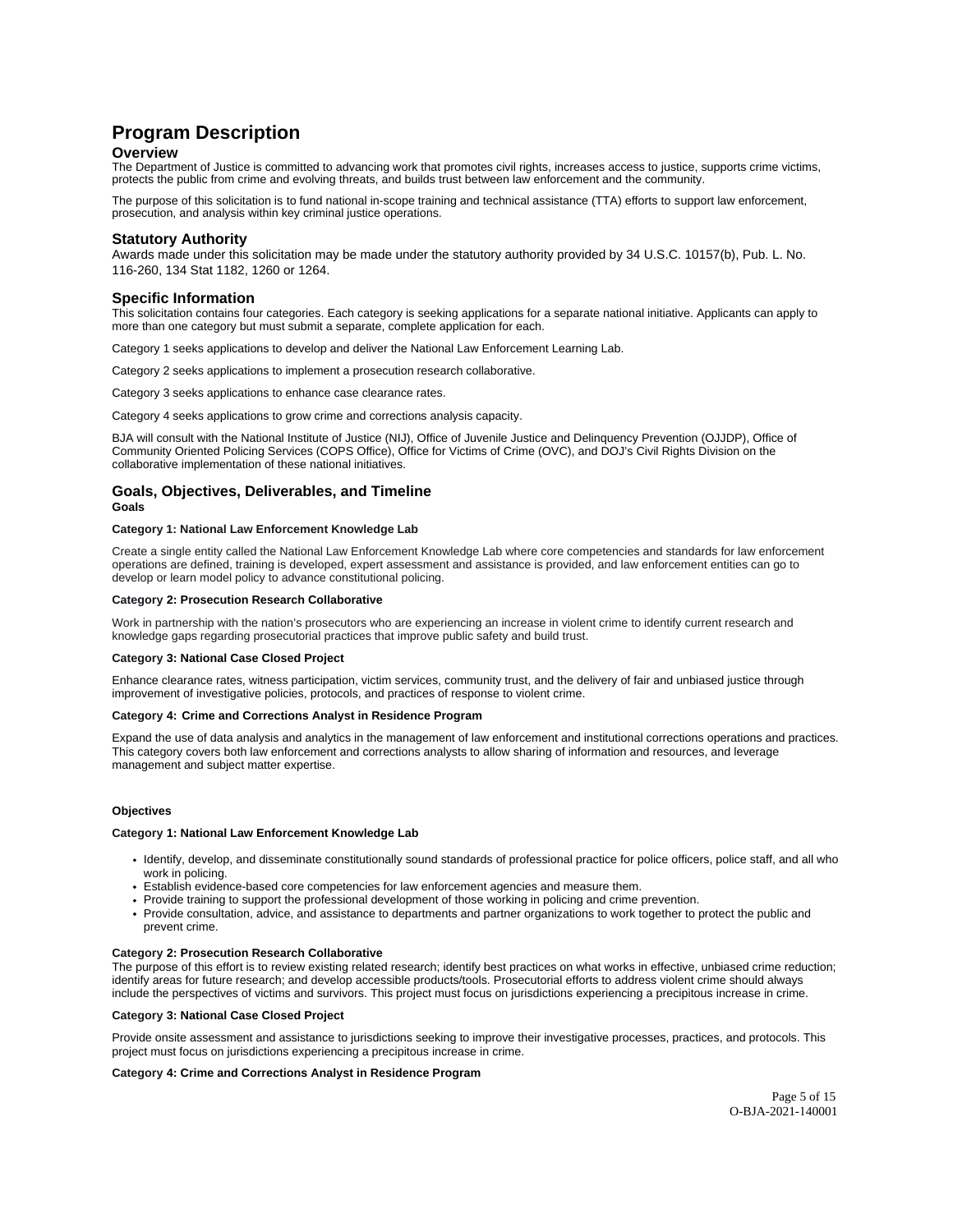# Program Description

## Overview

The Department of Justice is committed to advancing work that promotes civil rights, increases access to justice, supports crime victims, protects the public from crime and evolving threats, and builds trust between law enforcement and the community.

The purpose of this solicitation is to fund national in-scope training and technical assistance (TTA) efforts to support law enforcement, prosecution, and analysis within key criminal justice operations.

## Statutory Authority

Awards made under this solicitation may be made under the statutory authority provided by 34 U.S.C. 10157(b), Pub. L. No. 116-260, 134 Stat 1182, 1260 or 1264.

## Specific Information

This solicitation contains four categories. Each category is seeking applications for a separate national initiative. Applicants can apply to more than one category but must submit a separate, complete application for each.

Category 1 seeks applications to develop and deliver the National Law Enforcement Learning Lab.

Category 2 seeks applications to implement a prosecution research collaborative.

Category 3 seeks applications to enhance case clearance rates.

Category 4 seeks applications to grow crime and corrections analysis capacity.

BJA will consult with the National Institute of Justice (NIJ), Office of Juvenile Justice and Delinquency Prevention (OJJDP), Office of Community Oriented Policing Services (COPS Office), Office for Victims of Crime (OVC), and DOJ's Civil Rights Division on the collaborative implementation of these national initiatives.

## Goals, Objectives, Deliverables, and Timeline

**Goals**

**Category 1: National Law Enforcement Knowledge Lab**

Create a single entity called the National Law Enforcement Knowledge Lab where core competencies and standards for law enforcement operations are defined, training is developed, expert assessment and assistance is provided, and law enforcement entities can go to develop or learn model policy to advance constitutional policing.

**Category 2: Prosecution Research Collaborative**

Work in partnership with the nation's prosecutors who are experiencing an increase in violent crime to identify current research and knowledge gaps regarding prosecutorial practices that improve public safety and build trust.

**Category 3: National Case Closed Project**

Enhance clearance rates, witness participation, victim services, community trust, and the delivery of fair and unbiased justice through improvement of investigative policies, protocols, and practices of response to violent crime.

**Category 4: Crime and Corrections Analyst in Residence Program**

Expand the use of data analysis and analytics in the management of law enforcement and institutional corrections operations and practices. This category covers both law enforcement and corrections analysts to allow sharing of information and resources, and leverage management and subject matter expertise.

**Objectives**

**Category 1: National Law Enforcement Knowledge Lab**

- Identify, develop, and disseminate constitutionally sound standards of professional practice for police officers, police staff, and all who work in policing.
- Establish evidence-based core competencies for law enforcement agencies and measure them.
- Provide training to support the professional development of those working in policing and crime prevention.
- Provide consultation, advice, and assistance to departments and partner organizations to work together to protect the public and prevent crime.

**Category 2: Prosecution Research Collaborative**

The purpose of this effort is to review existing related research; identify best practices on what works in effective, unbiased crime reduction; identify areas for future research; and develop accessible products/tools. Prosecutorial efforts to address violent crime should always include the perspectives of victims and survivors. This project must focus on jurisdictions experiencing a precipitous increase in crime.

**Category 3: National Case Closed Project**

Provide onsite assessment and assistance to jurisdictions seeking to improve their investigative processes, practices, and protocols. This project must focus on jurisdictions experiencing a precipitous increase in crime.

**Category 4: Crime and Corrections Analyst in Residence Program**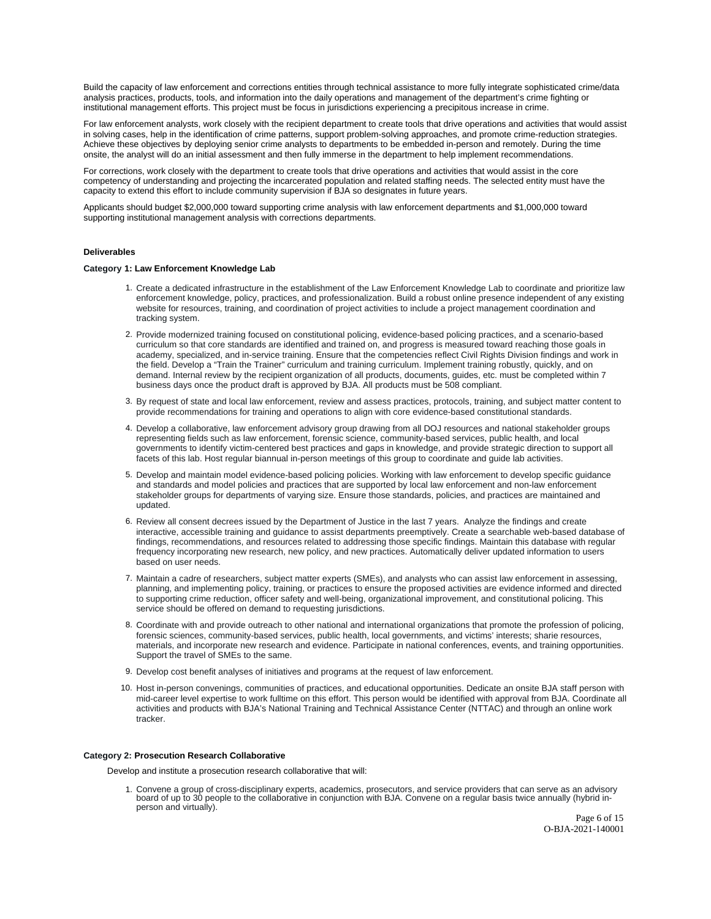Build the capacity of law enforcement and corrections entities through technical assistance to more fully integrate sophisticated crime/data analysis practices, products, tools, and information into the daily operations and management of the department's crime fighting or institutional management efforts. This project must be focus in jurisdictions experiencing a precipitous increase in crime.

For law enforcement analysts, work closely with the recipient department to create tools that drive operations and activities that would assist in solving cases, help in the identification of crime patterns, support problem-solving approaches, and promote crime-reduction strategies. Achieve these objectives by deploying senior crime analysts to departments to be embedded in-person and remotely. During the time onsite, the analyst will do an initial assessment and then fully immerse in the department to help implement recommendations.

For corrections, work closely with the department to create tools that drive operations and activities that would assist in the core competency of understanding and projecting the incarcerated population and related staffing needs. The selected entity must have the capacity to extend this effort to include community supervision if BJA so designates in future years.

Applicants should budget $2,000,000 toward supporting crime analysis with law enforcement departments and $1,000,000 toward supporting institutional management analysis with corrections departments.

**Deliverables**

**Category 1: Law Enforcement Knowledge Lab**

1. Create a dedicated infrastructure in the establishment of the Law Enforcement Knowledge Lab to coordinate and prioritize law enforcement knowledge, policy, practices, and professionalization. Build a robust online presence independent of any existing website for resources, training, and coordination of project activities to include a project management coordination and tracking system.
2. Provide modernized training focused on constitutional policing, evidence-based policing practices, and a scenario-based curriculum so that core standards are identified and trained on, and progress is measured toward reaching those goals in academy, specialized, and in-service training. Ensure that the competencies reflect Civil Rights Division findings and work in the field. Develop a "Train the Trainer" curriculum and training curriculum. Implement training robustly, quickly, and on demand. Internal review by the recipient organization of all products, documents, guides, etc. must be completed within 7 business days once the product draft is approved by BJA. All products must be 508 compliant.
3. By request of state and local law enforcement, review and assess practices, protocols, training, and subject matter content to provide recommendations for training and operations to align with core evidence-based constitutional standards.
4. Develop a collaborative, law enforcement advisory group drawing from all DOJ resources and national stakeholder groups representing fields such as law enforcement, forensic science, community-based services, public health, and local governments to identify victim-centered best practices and gaps in knowledge, and provide strategic direction to support all facets of this lab. Host regular biannual in-person meetings of this group to coordinate and guide lab activities.
5. Develop and maintain model evidence-based policing policies. Working with law enforcement to develop specific guidance and standards and model policies and practices that are supported by local law enforcement and non-law enforcement stakeholder groups for departments of varying size. Ensure those standards, policies, and practices are maintained and updated.
6. Review all consent decrees issued by the Department of Justice in the last 7 years. Analyze the findings and create interactive, accessible training and guidance to assist departments preemptively. Create a searchable web-based database of findings, recommendations, and resources related to addressing those specific findings. Maintain this database with regular frequency incorporating new research, new policy, and new practices. Automatically deliver updated information to users based on user needs.
7. Maintain a cadre of researchers, subject matter experts (SMEs), and analysts who can assist law enforcement in assessing, planning, and implementing policy, training, or practices to ensure the proposed activities are evidence informed and directed to supporting crime reduction, officer safety and well-being, organizational improvement, and constitutional policing. This service should be offered on demand to requesting jurisdictions.
8. Coordinate with and provide outreach to other national and international organizations that promote the profession of policing, forensic sciences, community-based services, public health, local governments, and victims' interests; sharie resources, materials, and incorporate new research and evidence. Participate in national conferences, events, and training opportunities. Support the travel of SMEs to the same.
9. Develop cost benefit analyses of initiatives and programs at the request of law enforcement.
10. Host in-person convenings, communities of practices, and educational opportunities. Dedicate an onsite BJA staff person with mid-career level expertise to work fulltime on this effort. This person would be identified with approval from BJA. Coordinate all activities and products with BJA's National Training and Technical Assistance Center (NTTAC) and through an online work tracker.

**Category 2: Prosecution Research Collaborative**

Develop and institute a prosecution research collaborative that will:

1. Convene a group of cross-disciplinary experts, academics, prosecutors, and service providers that can serve as an advisory board of up to 30 people to the collaborative in conjunction with BJA. Convene on a regular basis twice annually (hybrid in-person and virtually).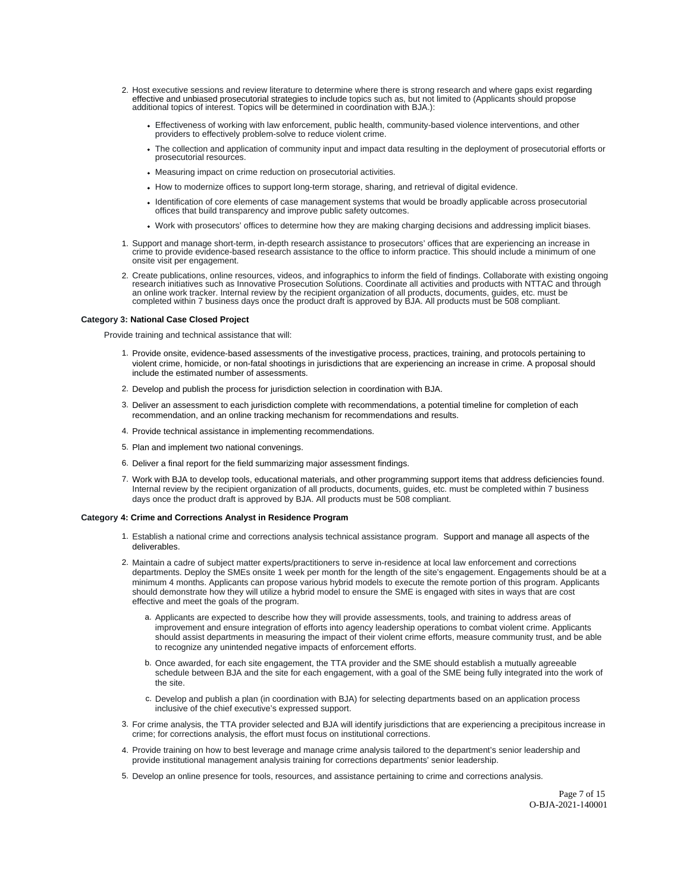2. Host executive sessions and review literature to determine where there is strong research and where gaps exist regarding effective and unbiased prosecutorial strategies to include topics such as, but not limited to (Applicants should propose additional topics of interest. Topics will be determined in coordination with BJA.):
   - Effectiveness of working with law enforcement, public health, community-based violence interventions, and other providers to effectively problem-solve to reduce violent crime.
   - The collection and application of community input and impact data resulting in the deployment of prosecutorial efforts or prosecutorial resources.
   - Measuring impact on crime reduction on prosecutorial activities.
   - How to modernize offices to support long-term storage, sharing, and retrieval of digital evidence.
   - Identification of core elements of case management systems that would be broadly applicable across prosecutorial offices that build transparency and improve public safety outcomes.
   - Work with prosecutors' offices to determine how they are making charging decisions and addressing implicit biases.

1. Support and manage short-term, in-depth research assistance to prosecutors' offices that are experiencing an increase in crime to provide evidence-based research assistance to the office to inform practice. This should include a minimum of one onsite visit per engagement.
2. Create publications, online resources, videos, and infographics to inform the field of findings. Collaborate with existing ongoing research initiatives such as Innovative Prosecution Solutions. Coordinate all activities and products with NTTAC and through an online work tracker. Internal review by the recipient organization of all products, documents, guides, etc. must be completed within 7 business days once the product draft is approved by BJA. All products must be 508 compliant.

**Category 3: National Case Closed Project**

Provide training and technical assistance that will:

1. Provide onsite, evidence-based assessments of the investigative process, practices, training, and protocols pertaining to violent crime, homicide, or non-fatal shootings in jurisdictions that are experiencing an increase in crime. A proposal should include the estimated number of assessments.
2. Develop and publish the process for jurisdiction selection in coordination with BJA.
3. Deliver an assessment to each jurisdiction complete with recommendations, a potential timeline for completion of each recommendation, and an online tracking mechanism for recommendations and results.
4. Provide technical assistance in implementing recommendations.
5. Plan and implement two national convenings.
6. Deliver a final report for the field summarizing major assessment findings.
7. Work with BJA to develop tools, educational materials, and other programming support items that address deficiencies found. Internal review by the recipient organization of all products, documents, guides, etc. must be completed within 7 business days once the product draft is approved by BJA. All products must be 508 compliant.

**Category 4: Crime and Corrections Analyst in Residence Program**

1. Establish a national crime and corrections analysis technical assistance program. Support and manage all aspects of the deliverables.
2. Maintain a cadre of subject matter experts/practitioners to serve in-residence at local law enforcement and corrections departments. Deploy the SMEs onsite 1 week per month for the length of the site's engagement. Engagements should be at a minimum 4 months. Applicants can propose various hybrid models to execute the remote portion of this program. Applicants should demonstrate how they will utilize a hybrid model to ensure the SME is engaged with sites in ways that are cost effective and meet the goals of the program.
   a. Applicants are expected to describe how they will provide assessments, tools, and training to address areas of improvement and ensure integration of efforts into agency leadership operations to combat violent crime. Applicants should assist departments in measuring the impact of their violent crime efforts, measure community trust, and be able to recognize any unintended negative impacts of enforcement efforts.
   b. Once awarded, for each site engagement, the TTA provider and the SME should establish a mutually agreeable schedule between BJA and the site for each engagement, with a goal of the SME being fully integrated into the work of the site.
   c. Develop and publish a plan (in coordination with BJA) for selecting departments based on an application process inclusive of the chief executive's expressed support.
3. For crime analysis, the TTA provider selected and BJA will identify jurisdictions that are experiencing a precipitous increase in crime; for corrections analysis, the effort must focus on institutional corrections.
4. Provide training on how to best leverage and manage crime analysis tailored to the department's senior leadership and provide institutional management analysis training for corrections departments' senior leadership.
5. Develop an online presence for tools, resources, and assistance pertaining to crime and corrections analysis.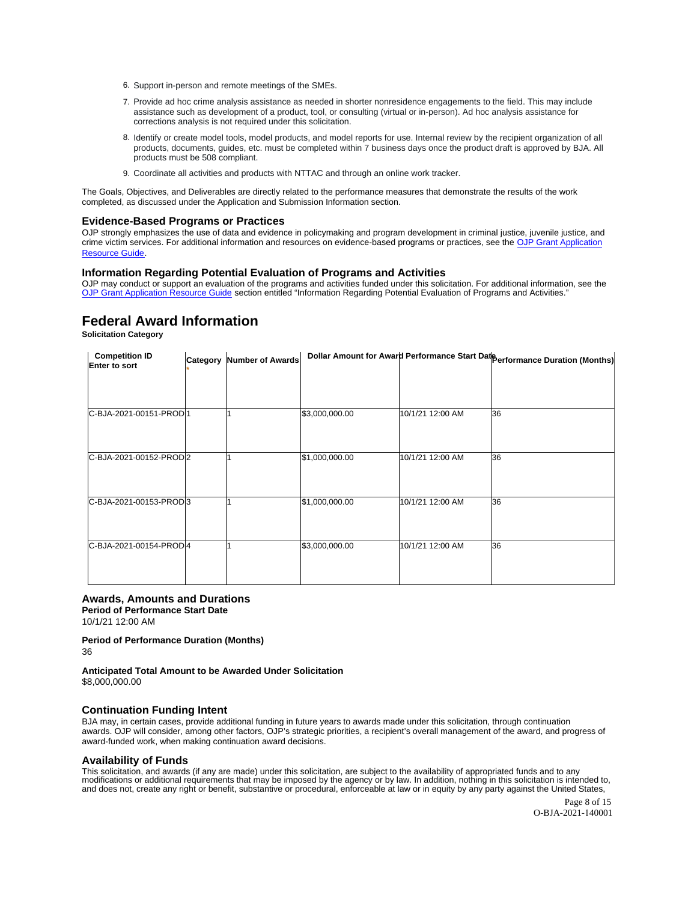6. Support in-person and remote meetings of the SMEs.
7. Provide ad hoc crime analysis assistance as needed in shorter nonresidence engagements to the field. This may include assistance such as development of a product, tool, or consulting (virtual or in-person). Ad hoc analysis assistance for corrections analysis is not required under this solicitation.
8. Identify or create model tools, model products, and model reports for use. Internal review by the recipient organization of all products, documents, guides, etc. must be completed within 7 business days once the product draft is approved by BJA. All products must be 508 compliant.
9. Coordinate all activities and products with NTTAC and through an online work tracker.

The Goals, Objectives, and Deliverables are directly related to the performance measures that demonstrate the results of the work completed, as discussed under the Application and Submission Information section.

### Evidence-Based Programs or Practices

OJP strongly emphasizes the use of data and evidence in policymaking and program development in criminal justice, juvenile justice, and crime victim services. For additional information and resources on evidence-based programs or practices, see the OJP Grant Application Resource Guide.

### Information Regarding Potential Evaluation of Programs and Activities

OJP may conduct or support an evaluation of the programs and activities funded under this solicitation. For additional information, see the OJP Grant Application Resource Guide section entitled "Information Regarding Potential Evaluation of Programs and Activities."

## Federal Award Information

**Solicitation Category**

| Competition ID Enter to sort | Category * | Number of Awards | Dollar Amount for Award | Performance Start Date | Performance Duration (Months) |
|---|---|---|---|---|---|
| C-BJA-2021-00151-PROD | 1 | 1 | $3,000,000.00 | 10/1/21 12:00 AM | 36 |
| C-BJA-2021-00152-PROD | 2 | 1 | $1,000,000.00 | 10/1/21 12:00 AM | 36 |
| C-BJA-2021-00153-PROD | 3 | 1 | $1,000,000.00 | 10/1/21 12:00 AM | 36 |
| C-BJA-2021-00154-PROD | 4 | 1 | $3,000,000.00 | 10/1/21 12:00 AM | 36 |

### Awards, Amounts and Durations

**Period of Performance Start Date**
10/1/21 12:00 AM

**Period of Performance Duration (Months)**
36

**Anticipated Total Amount to be Awarded Under Solicitation**
$8,000,000.00

### Continuation Funding Intent

BJA may, in certain cases, provide additional funding in future years to awards made under this solicitation, through continuation awards. OJP will consider, among other factors, OJP's strategic priorities, a recipient's overall management of the award, and progress of award-funded work, when making continuation award decisions.

### Availability of Funds

This solicitation, and awards (if any are made) under this solicitation, are subject to the availability of appropriated funds and to any modifications or additional requirements that may be imposed by the agency or by law. In addition, nothing in this solicitation is intended to, and does not, create any right or benefit, substantive or procedural, enforceable at law or in equity by any party against the United States,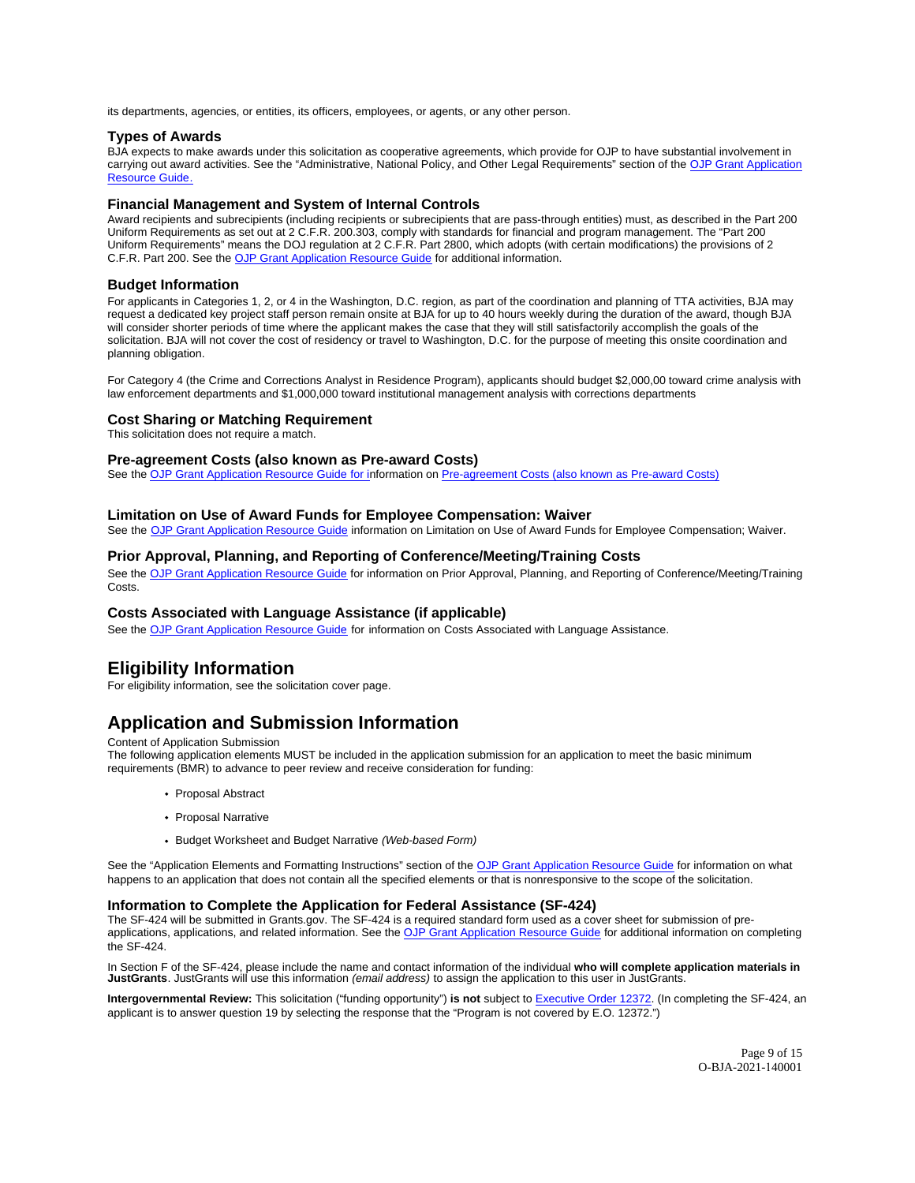its departments, agencies, or entities, its officers, employees, or agents, or any other person.

### Types of Awards

BJA expects to make awards under this solicitation as cooperative agreements, which provide for OJP to have substantial involvement in carrying out award activities. See the "Administrative, National Policy, and Other Legal Requirements" section of the OJP Grant Application Resource Guide.

### Financial Management and System of Internal Controls

Award recipients and subrecipients (including recipients or subrecipients that are pass-through entities) must, as described in the Part 200 Uniform Requirements as set out at 2 C.F.R. 200.303, comply with standards for financial and program management. The "Part 200 Uniform Requirements" means the DOJ regulation at 2 C.F.R. Part 2800, which adopts (with certain modifications) the provisions of 2 C.F.R. Part 200. See the OJP Grant Application Resource Guide for additional information.

### Budget Information

For applicants in Categories 1, 2, or 4 in the Washington, D.C. region, as part of the coordination and planning of TTA activities, BJA may request a dedicated key project staff person remain onsite at BJA for up to 40 hours weekly during the duration of the award, though BJA will consider shorter periods of time where the applicant makes the case that they will still satisfactorily accomplish the goals of the solicitation. BJA will not cover the cost of residency or travel to Washington, D.C. for the purpose of meeting this onsite coordination and planning obligation.

For Category 4 (the Crime and Corrections Analyst in Residence Program), applicants should budget $2,000,00 toward crime analysis with law enforcement departments and $1,000,000 toward institutional management analysis with corrections departments

### Cost Sharing or Matching Requirement

This solicitation does not require a match.

### Pre-agreement Costs (also known as Pre-award Costs)

See the OJP Grant Application Resource Guide for information on Pre-agreement Costs (also known as Pre-award Costs)

### Limitation on Use of Award Funds for Employee Compensation: Waiver

See the OJP Grant Application Resource Guide information on Limitation on Use of Award Funds for Employee Compensation; Waiver.

### Prior Approval, Planning, and Reporting of Conference/Meeting/Training Costs

See the OJP Grant Application Resource Guide for information on Prior Approval, Planning, and Reporting of Conference/Meeting/Training Costs.

### Costs Associated with Language Assistance (if applicable)

See the OJP Grant Application Resource Guide for information on Costs Associated with Language Assistance.

## Eligibility Information

For eligibility information, see the solicitation cover page.

## Application and Submission Information

Content of Application Submission

The following application elements MUST be included in the application submission for an application to meet the basic minimum requirements (BMR) to advance to peer review and receive consideration for funding:

- Proposal Abstract
- Proposal Narrative
- Budget Worksheet and Budget Narrative *(Web-based Form)*

See the "Application Elements and Formatting Instructions" section of the OJP Grant Application Resource Guide for information on what happens to an application that does not contain all the specified elements or that is nonresponsive to the scope of the solicitation.

### Information to Complete the Application for Federal Assistance (SF-424)

The SF-424 will be submitted in Grants.gov. The SF-424 is a required standard form used as a cover sheet for submission of pre-applications, applications, and related information. See the OJP Grant Application Resource Guide for additional information on completing the SF-424.

In Section F of the SF-424, please include the name and contact information of the individual **who will complete application materials in JustGrants**. JustGrants will use this information *(email address)* to assign the application to this user in JustGrants.

**Intergovernmental Review:** This solicitation ("funding opportunity") **is not** subject to Executive Order 12372. (In completing the SF-424, an applicant is to answer question 19 by selecting the response that the "Program is not covered by E.O. 12372.")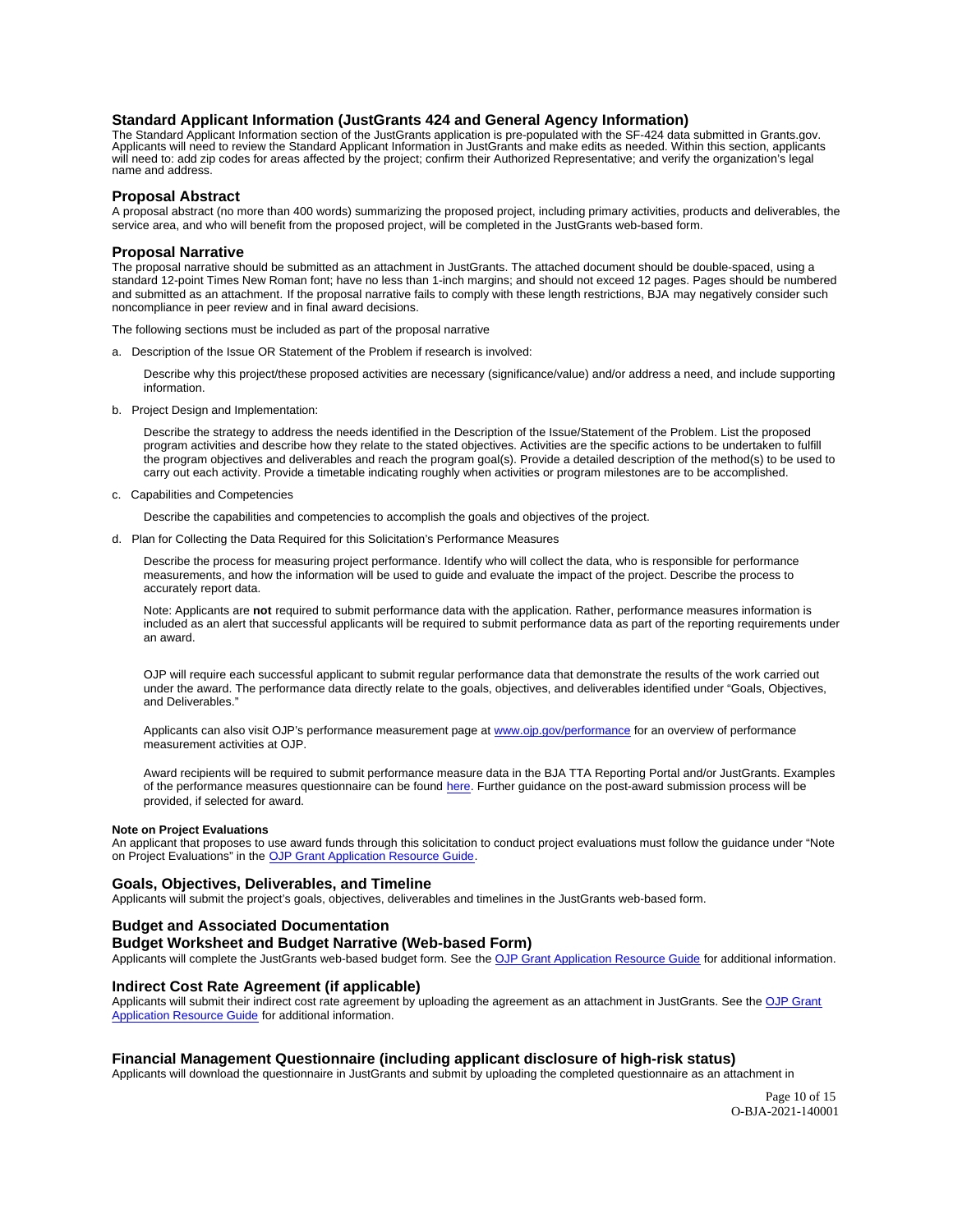### Standard Applicant Information (JustGrants 424 and General Agency Information)

The Standard Applicant Information section of the JustGrants application is pre-populated with the SF-424 data submitted in Grants.gov. Applicants will need to review the Standard Applicant Information in JustGrants and make edits as needed. Within this section, applicants will need to: add zip codes for areas affected by the project; confirm their Authorized Representative; and verify the organization's legal name and address.

### Proposal Abstract

A proposal abstract (no more than 400 words) summarizing the proposed project, including primary activities, products and deliverables, the service area, and who will benefit from the proposed project, will be completed in the JustGrants web-based form.

### Proposal Narrative

The proposal narrative should be submitted as an attachment in JustGrants. The attached document should be double-spaced, using a standard 12-point Times New Roman font; have no less than 1-inch margins; and should not exceed 12 pages. Pages should be numbered and submitted as an attachment. If the proposal narrative fails to comply with these length restrictions, BJA may negatively consider such noncompliance in peer review and in final award decisions.

The following sections must be included as part of the proposal narrative

a. Description of the Issue OR Statement of the Problem if research is involved:

   Describe why this project/these proposed activities are necessary (significance/value) and/or address a need, and include supporting information.

b. Project Design and Implementation:

   Describe the strategy to address the needs identified in the Description of the Issue/Statement of the Problem. List the proposed program activities and describe how they relate to the stated objectives. Activities are the specific actions to be undertaken to fulfill the program objectives and deliverables and reach the program goal(s). Provide a detailed description of the method(s) to be used to carry out each activity. Provide a timetable indicating roughly when activities or program milestones are to be accomplished.

c. Capabilities and Competencies

   Describe the capabilities and competencies to accomplish the goals and objectives of the project.

d. Plan for Collecting the Data Required for this Solicitation's Performance Measures

   Describe the process for measuring project performance. Identify who will collect the data, who is responsible for performance measurements, and how the information will be used to guide and evaluate the impact of the project. Describe the process to accurately report data.

   Note: Applicants are **not** required to submit performance data with the application. Rather, performance measures information is included as an alert that successful applicants will be required to submit performance data as part of the reporting requirements under an award.

   OJP will require each successful applicant to submit regular performance data that demonstrate the results of the work carried out under the award. The performance data directly relate to the goals, objectives, and deliverables identified under "Goals, Objectives, and Deliverables."

   Applicants can also visit OJP's performance measurement page at [www.ojp.gov/performance](www.ojp.gov/performance) for an overview of performance measurement activities at OJP.

   Award recipients will be required to submit performance measure data in the BJA TTA Reporting Portal and/or JustGrants. Examples of the performance measures questionnaire can be found [here](here). Further guidance on the post-award submission process will be provided, if selected for award.

#### Note on Project Evaluations

An applicant that proposes to use award funds through this solicitation to conduct project evaluations must follow the guidance under "Note on Project Evaluations" in the [OJP Grant Application Resource Guide](OJP Grant Application Resource Guide).

### Goals, Objectives, Deliverables, and Timeline

Applicants will submit the project's goals, objectives, deliverables and timelines in the JustGrants web-based form.

### Budget and Associated Documentation

### Budget Worksheet and Budget Narrative (Web-based Form)

Applicants will complete the JustGrants web-based budget form. See the [OJP Grant Application Resource Guide](OJP Grant Application Resource Guide) for additional information.

### Indirect Cost Rate Agreement (if applicable)

Applicants will submit their indirect cost rate agreement by uploading the agreement as an attachment in JustGrants. See the [OJP Grant Application Resource Guide](OJP Grant Application Resource Guide) for additional information.

### Financial Management Questionnaire (including applicant disclosure of high-risk status)

Applicants will download the questionnaire in JustGrants and submit by uploading the completed questionnaire as an attachment in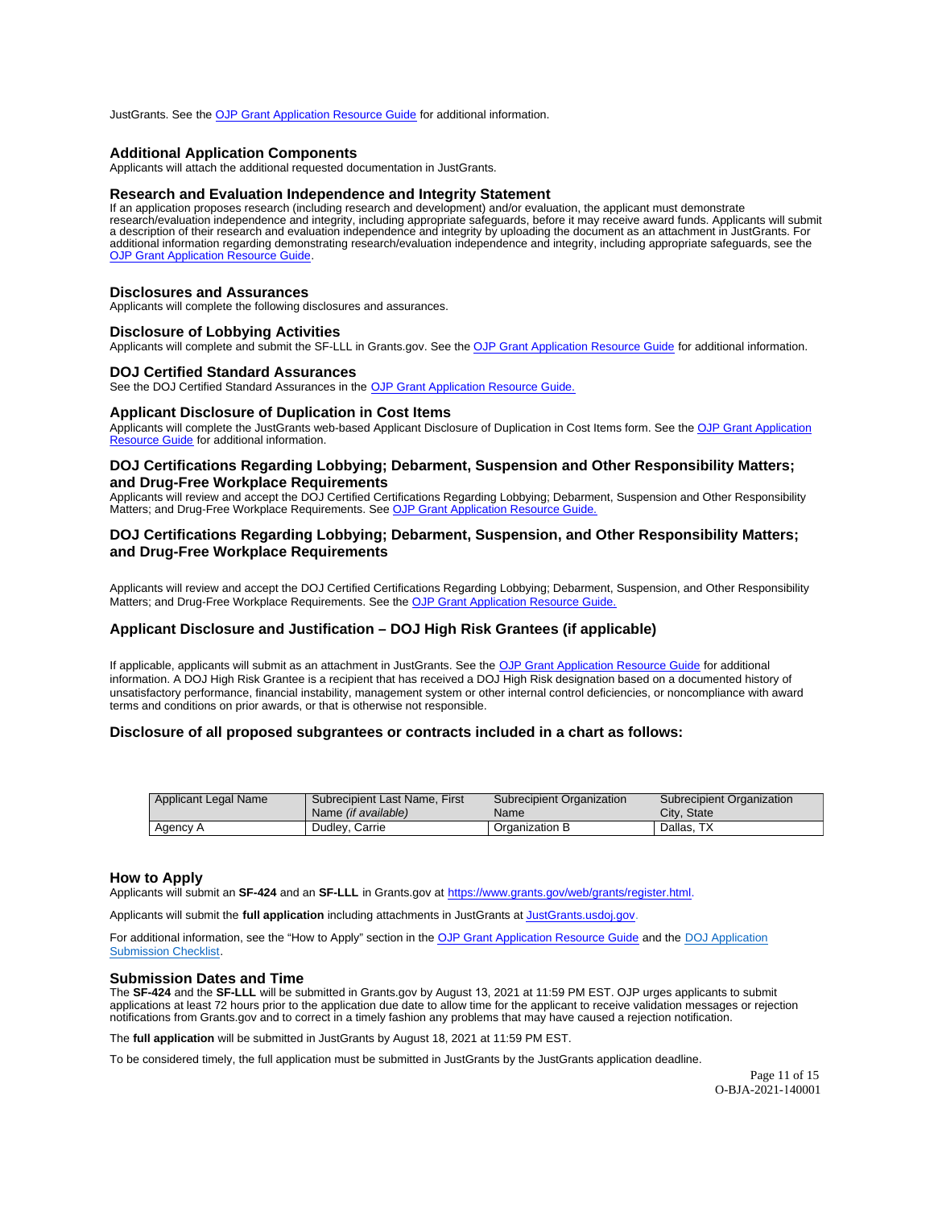JustGrants. See the [OJP Grant Application Resource Guide] for additional information.

## Additional Application Components

Applicants will attach the additional requested documentation in JustGrants.

## Research and Evaluation Independence and Integrity Statement

If an application proposes research (including research and development) and/or evaluation, the applicant must demonstrate research/evaluation independence and integrity, including appropriate safeguards, before it may receive award funds. Applicants will submit a description of their research and evaluation independence and integrity by uploading the document as an attachment in JustGrants. For additional information regarding demonstrating research/evaluation independence and integrity, including appropriate safeguards, see the OJP Grant Application Resource Guide.

## Disclosures and Assurances

Applicants will complete the following disclosures and assurances.

## Disclosure of Lobbying Activities

Applicants will complete and submit the SF-LLL in Grants.gov. See the OJP Grant Application Resource Guide for additional information.

## DOJ Certified Standard Assurances

See the DOJ Certified Standard Assurances in the OJP Grant Application Resource Guide.

## Applicant Disclosure of Duplication in Cost Items

Applicants will complete the JustGrants web-based Applicant Disclosure of Duplication in Cost Items form. See the OJP Grant Application Resource Guide for additional information.

## DOJ Certifications Regarding Lobbying; Debarment, Suspension and Other Responsibility Matters; and Drug-Free Workplace Requirements

Applicants will review and accept the DOJ Certified Certifications Regarding Lobbying; Debarment, Suspension and Other Responsibility Matters; and Drug-Free Workplace Requirements. See OJP Grant Application Resource Guide.

## DOJ Certifications Regarding Lobbying; Debarment, Suspension, and Other Responsibility Matters; and Drug-Free Workplace Requirements

Applicants will review and accept the DOJ Certified Certifications Regarding Lobbying; Debarment, Suspension, and Other Responsibility Matters; and Drug-Free Workplace Requirements. See the OJP Grant Application Resource Guide.

## Applicant Disclosure and Justification – DOJ High Risk Grantees (if applicable)

If applicable, applicants will submit as an attachment in JustGrants. See the OJP Grant Application Resource Guide for additional information. A DOJ High Risk Grantee is a recipient that has received a DOJ High Risk designation based on a documented history of unsatisfactory performance, financial instability, management system or other internal control deficiencies, or noncompliance with award terms and conditions on prior awards, or that is otherwise not responsible.

## Disclosure of all proposed subgrantees or contracts included in a chart as follows:

| Applicant Legal Name | Subrecipient Last Name, First Name *(if available)* | Subrecipient Organization Name | Subrecipient Organization City, State |
|---|---|---|---|
| Agency A | Dudley, Carrie | Organization B | Dallas, TX |

## How to Apply

Applicants will submit an **SF-424** and an **SF-LLL** in Grants.gov at https://www.grants.gov/web/grants/register.html.

Applicants will submit the **full application** including attachments in JustGrants at JustGrants.usdoj.gov.

For additional information, see the "How to Apply" section in the OJP Grant Application Resource Guide and the DOJ Application Submission Checklist.

## Submission Dates and Time

The **SF-424** and the **SF-LLL** will be submitted in Grants.gov by August 13, 2021 at 11:59 PM EST. OJP urges applicants to submit applications at least 72 hours prior to the application due date to allow time for the applicant to receive validation messages or rejection notifications from Grants.gov and to correct in a timely fashion any problems that may have caused a rejection notification.

The **full application** will be submitted in JustGrants by August 18, 2021 at 11:59 PM EST.

To be considered timely, the full application must be submitted in JustGrants by the JustGrants application deadline.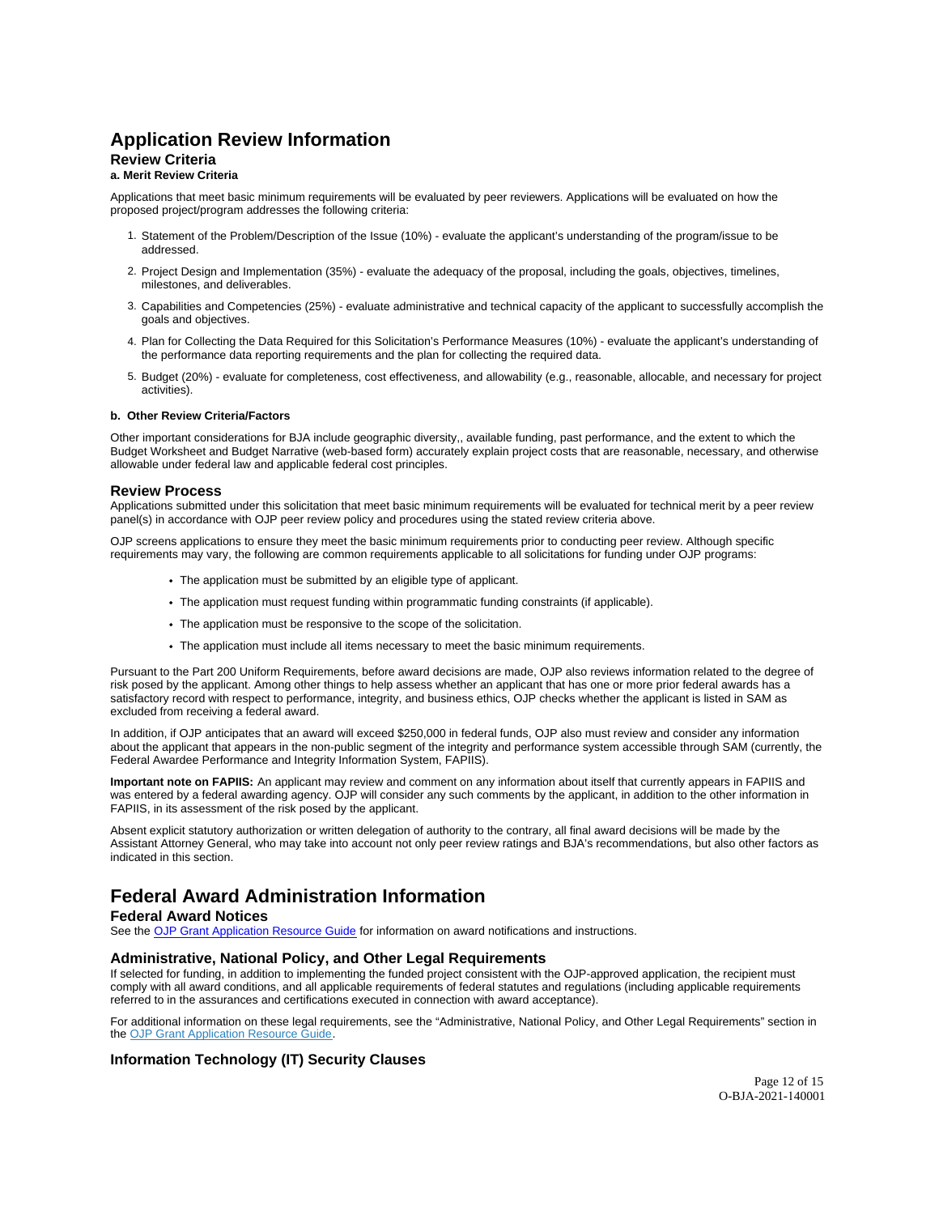# Application Review Information

## Review Criteria

### a. Merit Review Criteria

Applications that meet basic minimum requirements will be evaluated by peer reviewers. Applications will be evaluated on how the proposed project/program addresses the following criteria:

1. Statement of the Problem/Description of the Issue (10%) - evaluate the applicant's understanding of the program/issue to be addressed.
2. Project Design and Implementation (35%) - evaluate the adequacy of the proposal, including the goals, objectives, timelines, milestones, and deliverables.
3. Capabilities and Competencies (25%) - evaluate administrative and technical capacity of the applicant to successfully accomplish the goals and objectives.
4. Plan for Collecting the Data Required for this Solicitation's Performance Measures (10%) - evaluate the applicant's understanding of the performance data reporting requirements and the plan for collecting the required data.
5. Budget (20%) - evaluate for completeness, cost effectiveness, and allowability (e.g., reasonable, allocable, and necessary for project activities).

### b. Other Review Criteria/Factors

Other important considerations for BJA include geographic diversity,, available funding, past performance, and the extent to which the Budget Worksheet and Budget Narrative (web-based form) accurately explain project costs that are reasonable, necessary, and otherwise allowable under federal law and applicable federal cost principles.

## Review Process

Applications submitted under this solicitation that meet basic minimum requirements will be evaluated for technical merit by a peer review panel(s) in accordance with OJP peer review policy and procedures using the stated review criteria above.

OJP screens applications to ensure they meet the basic minimum requirements prior to conducting peer review. Although specific requirements may vary, the following are common requirements applicable to all solicitations for funding under OJP programs:

- The application must be submitted by an eligible type of applicant.
- The application must request funding within programmatic funding constraints (if applicable).
- The application must be responsive to the scope of the solicitation.
- The application must include all items necessary to meet the basic minimum requirements.

Pursuant to the Part 200 Uniform Requirements, before award decisions are made, OJP also reviews information related to the degree of risk posed by the applicant. Among other things to help assess whether an applicant that has one or more prior federal awards has a satisfactory record with respect to performance, integrity, and business ethics, OJP checks whether the applicant is listed in SAM as excluded from receiving a federal award.

In addition, if OJP anticipates that an award will exceed $250,000 in federal funds, OJP also must review and consider any information about the applicant that appears in the non-public segment of the integrity and performance system accessible through SAM (currently, the Federal Awardee Performance and Integrity Information System, FAPIIS).

**Important note on FAPIIS:** An applicant may review and comment on any information about itself that currently appears in FAPIIS and was entered by a federal awarding agency. OJP will consider any such comments by the applicant, in addition to the other information in FAPIIS, in its assessment of the risk posed by the applicant.

Absent explicit statutory authorization or written delegation of authority to the contrary, all final award decisions will be made by the Assistant Attorney General, who may take into account not only peer review ratings and BJA's recommendations, but also other factors as indicated in this section.

# Federal Award Administration Information

## Federal Award Notices

See the [OJP Grant Application Resource Guide](#) for information on award notifications and instructions.

## Administrative, National Policy, and Other Legal Requirements

If selected for funding, in addition to implementing the funded project consistent with the OJP-approved application, the recipient must comply with all award conditions, and all applicable requirements of federal statutes and regulations (including applicable requirements referred to in the assurances and certifications executed in connection with award acceptance).

For additional information on these legal requirements, see the "Administrative, National Policy, and Other Legal Requirements" section in the [OJP Grant Application Resource Guide](#).

## Information Technology (IT) Security Clauses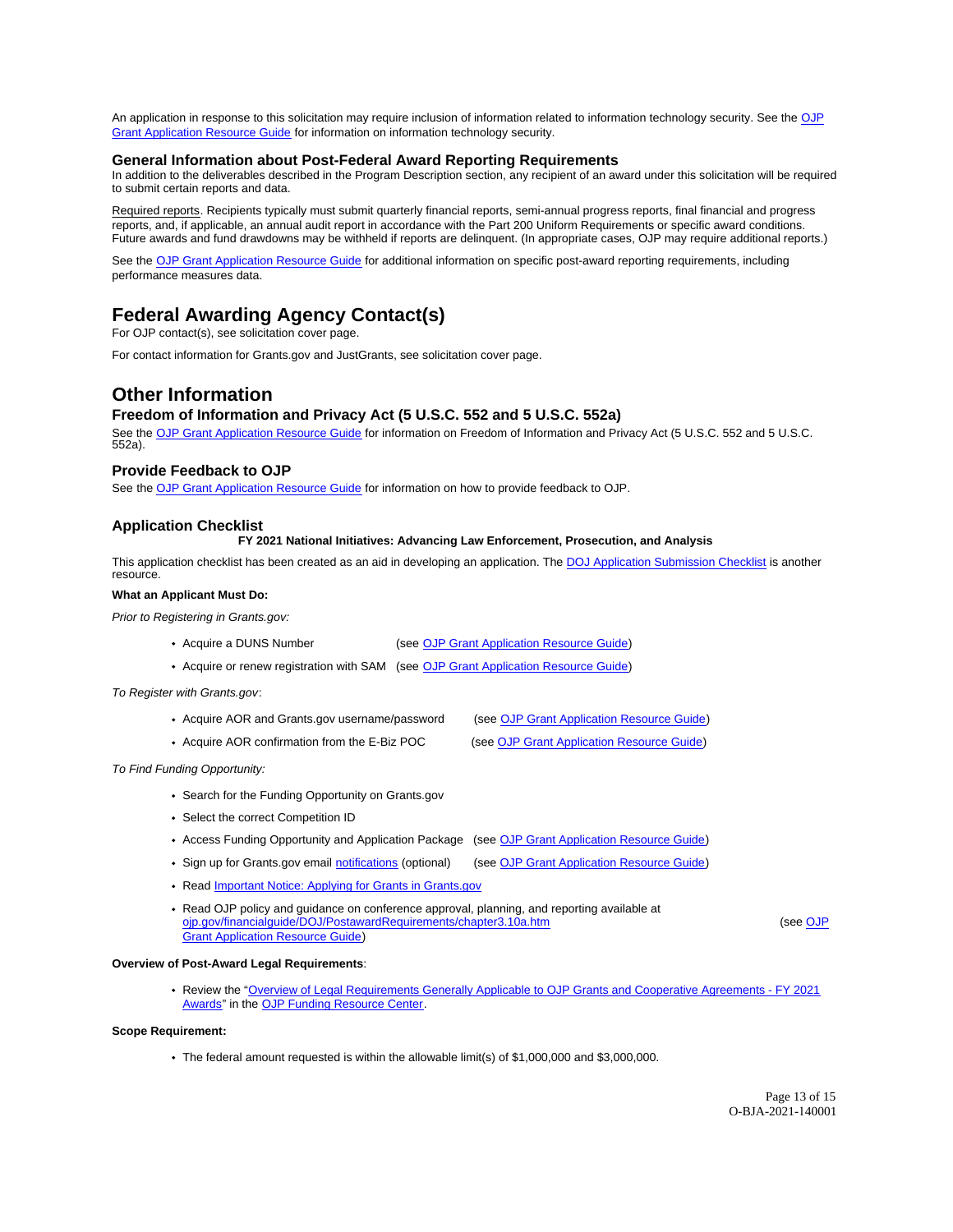An application in response to this solicitation may require inclusion of information related to information technology security. See the OJP Grant Application Resource Guide for information on information technology security.

### General Information about Post-Federal Award Reporting Requirements

In addition to the deliverables described in the Program Description section, any recipient of an award under this solicitation will be required to submit certain reports and data.

Required reports. Recipients typically must submit quarterly financial reports, semi-annual progress reports, final financial and progress reports, and, if applicable, an annual audit report in accordance with the Part 200 Uniform Requirements or specific award conditions. Future awards and fund drawdowns may be withheld if reports are delinquent. (In appropriate cases, OJP may require additional reports.)

See the OJP Grant Application Resource Guide for additional information on specific post-award reporting requirements, including performance measures data.

## Federal Awarding Agency Contact(s)

For OJP contact(s), see solicitation cover page.

For contact information for Grants.gov and JustGrants, see solicitation cover page.

## Other Information

### Freedom of Information and Privacy Act (5 U.S.C. 552 and 5 U.S.C. 552a)

See the OJP Grant Application Resource Guide for information on Freedom of Information and Privacy Act (5 U.S.C. 552 and 5 U.S.C. 552a).

### Provide Feedback to OJP

See the OJP Grant Application Resource Guide for information on how to provide feedback to OJP.

### Application Checklist

**FY 2021 National Initiatives: Advancing Law Enforcement, Prosecution, and Analysis**

This application checklist has been created as an aid in developing an application. The DOJ Application Submission Checklist is another resource.

**What an Applicant Must Do:**

*Prior to Registering in Grants.gov:*

- Acquire a DUNS Number (see OJP Grant Application Resource Guide)
- Acquire or renew registration with SAM (see OJP Grant Application Resource Guide)

*To Register with Grants.gov*:

- Acquire AOR and Grants.gov username/password (see OJP Grant Application Resource Guide)
- Acquire AOR confirmation from the E-Biz POC (see OJP Grant Application Resource Guide)

*To Find Funding Opportunity:*

- Search for the Funding Opportunity on Grants.gov
- Select the correct Competition ID
- Access Funding Opportunity and Application Package (see OJP Grant Application Resource Guide)
- Sign up for Grants.gov email notifications (optional) (see OJP Grant Application Resource Guide)
- Read Important Notice: Applying for Grants in Grants.gov
- Read OJP policy and guidance on conference approval, planning, and reporting available at ojp.gov/financialguide/DOJ/PostawardRequirements/chapter3.10a.htm (see OJP Grant Application Resource Guide)

**Overview of Post-Award Legal Requirements**:

- Review the "Overview of Legal Requirements Generally Applicable to OJP Grants and Cooperative Agreements - FY 2021 Awards" in the OJP Funding Resource Center.

**Scope Requirement:**

- The federal amount requested is within the allowable limit(s) of $1,000,000 and $3,000,000.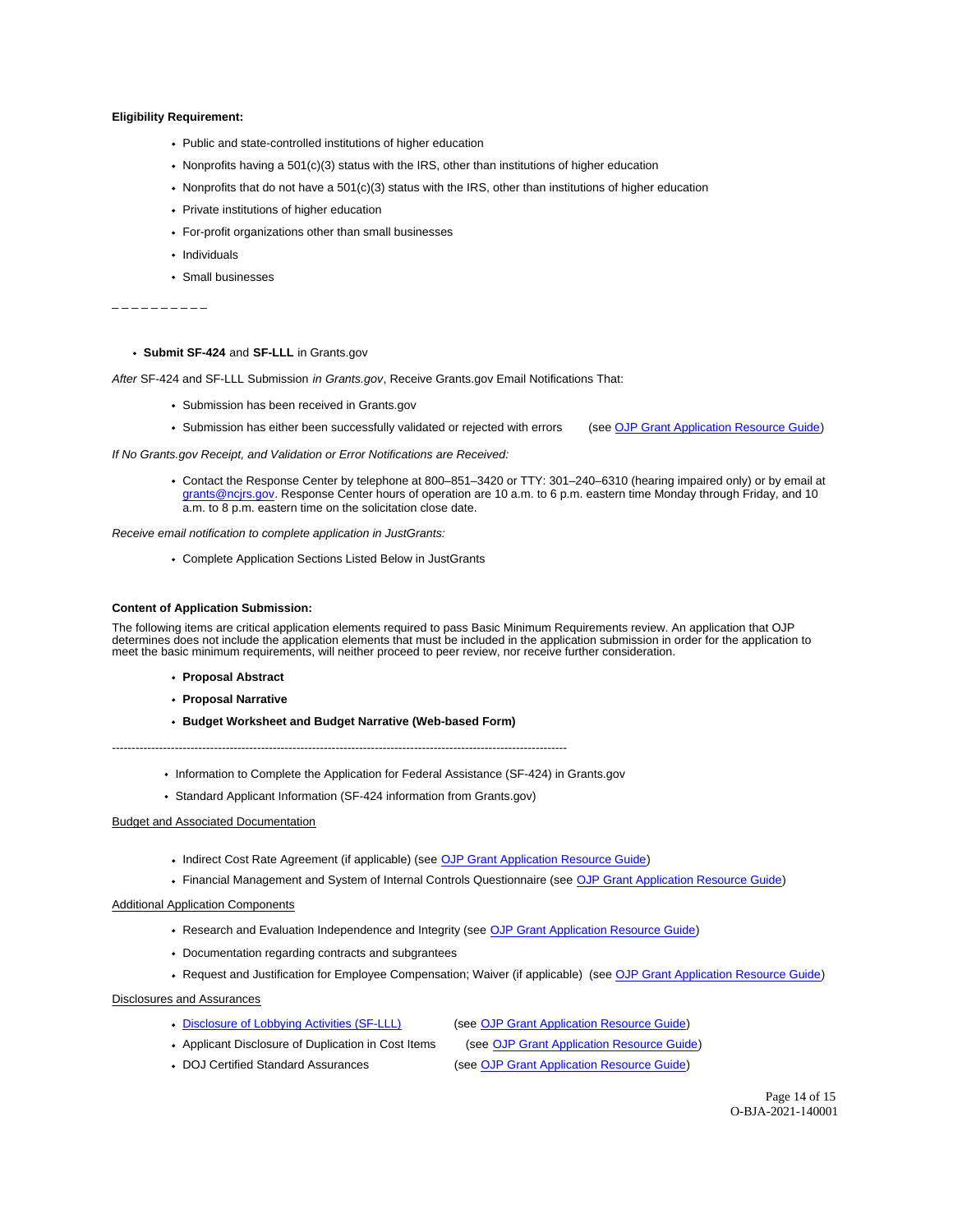**Eligibility Requirement:**

- Public and state-controlled institutions of higher education
- Nonprofits having a 501(c)(3) status with the IRS, other than institutions of higher education
- Nonprofits that do not have a 501(c)(3) status with the IRS, other than institutions of higher education
- Private institutions of higher education
- For-profit organizations other than small businesses
- Individuals
- Small businesses

_ _ _ _ _ _ _ _ _ _

- **Submit SF-424** and **SF-LLL** in Grants.gov

*After* SF-424 and SF-LLL Submission *in Grants.gov*, Receive Grants.gov Email Notifications That:

- Submission has been received in Grants.gov
- Submission has either been successfully validated or rejected with errors (see [OJP Grant Application Resource Guide](#))

*If No Grants.gov Receipt, and Validation or Error Notifications are Received:*

- Contact the Response Center by telephone at 800–851–3420 or TTY: 301–240–6310 (hearing impaired only) or by email at [grants@ncjrs.gov](mailto:grants@ncjrs.gov). Response Center hours of operation are 10 a.m. to 6 p.m. eastern time Monday through Friday, and 10 a.m. to 8 p.m. eastern time on the solicitation close date.

*Receive email notification to complete application in JustGrants:*

- Complete Application Sections Listed Below in JustGrants

**Content of Application Submission:**

The following items are critical application elements required to pass Basic Minimum Requirements review. An application that OJP determines does not include the application elements that must be included in the application submission in order for the application to meet the basic minimum requirements, will neither proceed to peer review, nor receive further consideration.

- **Proposal Abstract**
- **Proposal Narrative**
- **Budget Worksheet and Budget Narrative (Web-based Form)**

---

- Information to Complete the Application for Federal Assistance (SF-424) in Grants.gov
- Standard Applicant Information (SF-424 information from Grants.gov)

Budget and Associated Documentation

- Indirect Cost Rate Agreement (if applicable) (see [OJP Grant Application Resource Guide](#))
- Financial Management and System of Internal Controls Questionnaire (see [OJP Grant Application Resource Guide](#))

Additional Application Components

- Research and Evaluation Independence and Integrity (see [OJP Grant Application Resource Guide](#))
- Documentation regarding contracts and subgrantees
- Request and Justification for Employee Compensation; Waiver (if applicable) (see [OJP Grant Application Resource Guide](#))

Disclosures and Assurances

- [Disclosure of Lobbying Activities (SF-LLL)](#) (see [OJP Grant Application Resource Guide](#))
- Applicant Disclosure of Duplication in Cost Items (see [OJP Grant Application Resource Guide](#))
- DOJ Certified Standard Assurances (see [OJP Grant Application Resource Guide](#))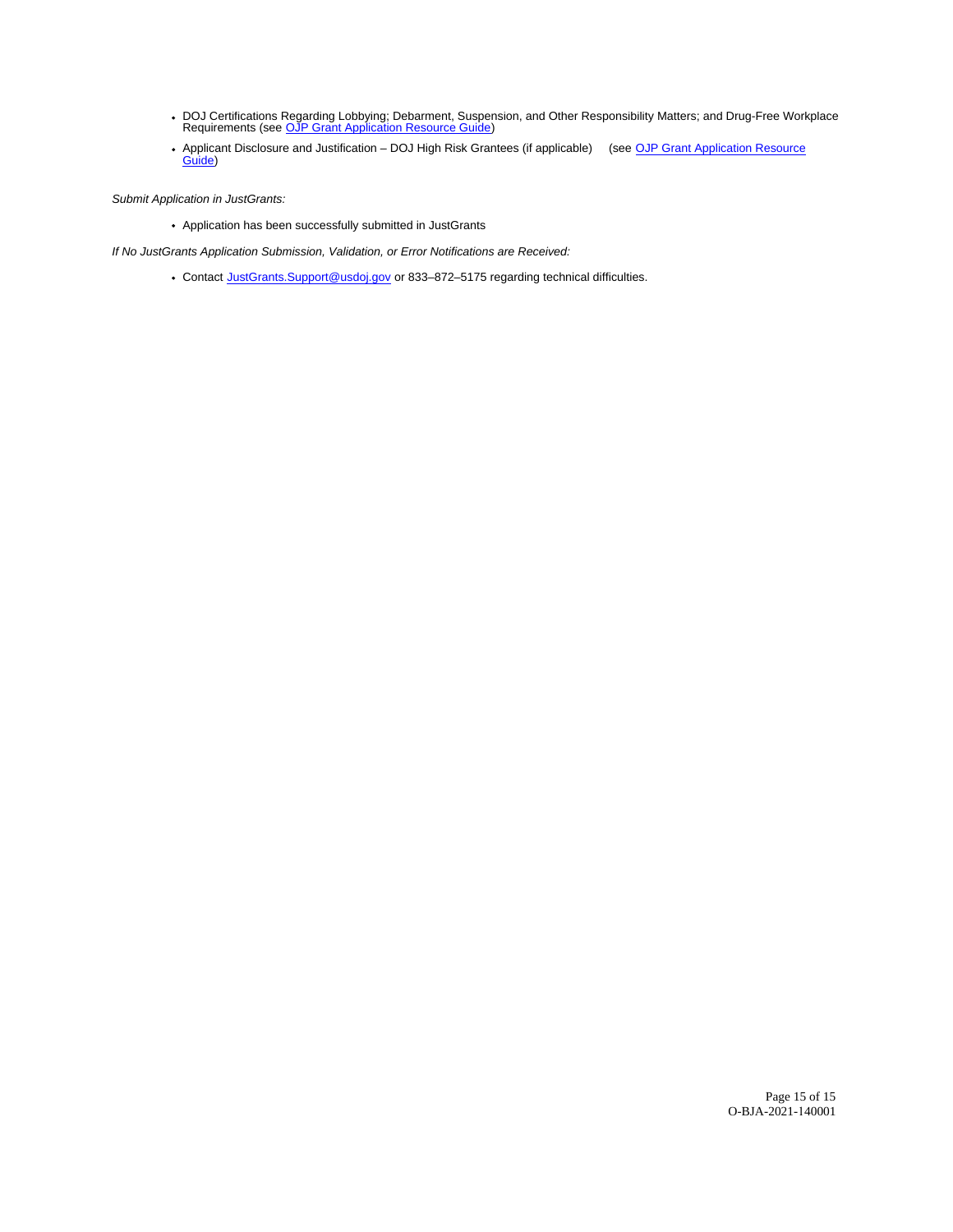- DOJ Certifications Regarding Lobbying; Debarment, Suspension, and Other Responsibility Matters; and Drug-Free Workplace Requirements (see OJP Grant Application Resource Guide)
- Applicant Disclosure and Justification – DOJ High Risk Grantees (if applicable) (see OJP Grant Application Resource Guide)

*Submit Application in JustGrants:*

- Application has been successfully submitted in JustGrants

*If No JustGrants Application Submission, Validation, or Error Notifications are Received:*

- Contact JustGrants.Support@usdoj.gov or 833–872–5175 regarding technical difficulties.